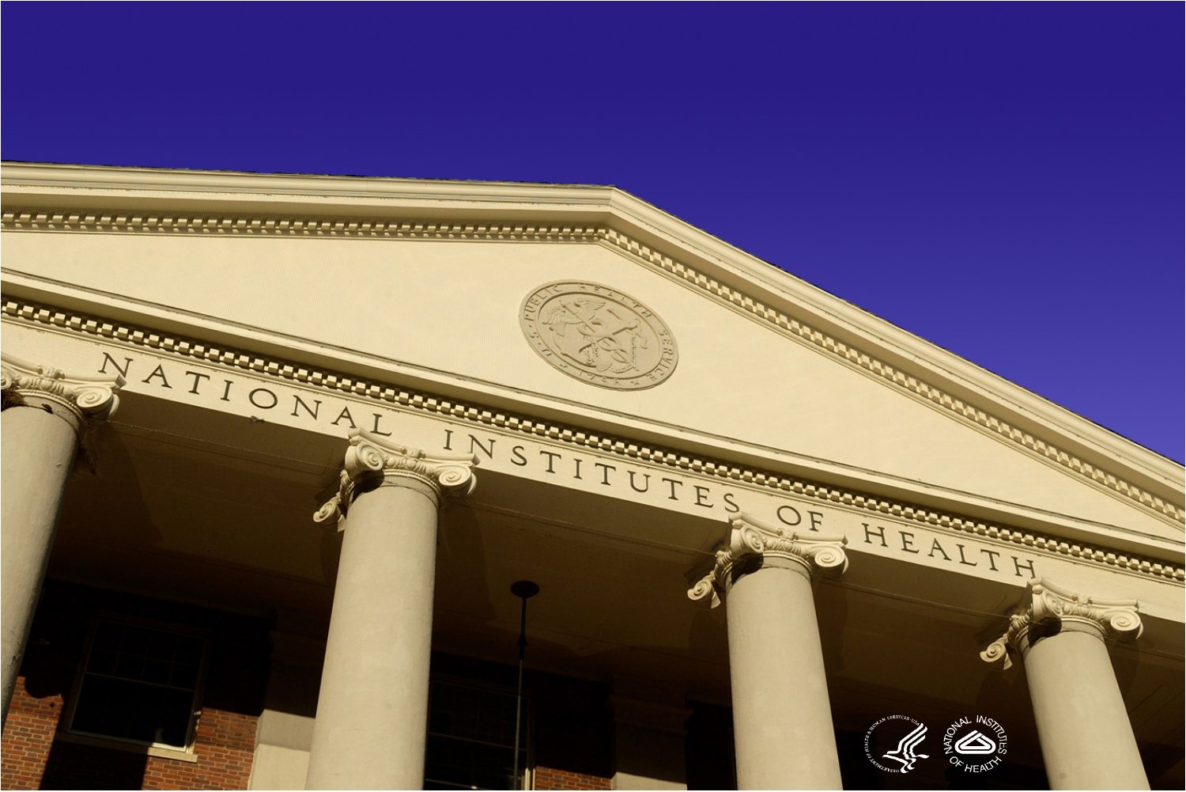NATIONAL INSTITUTES OF HEALTH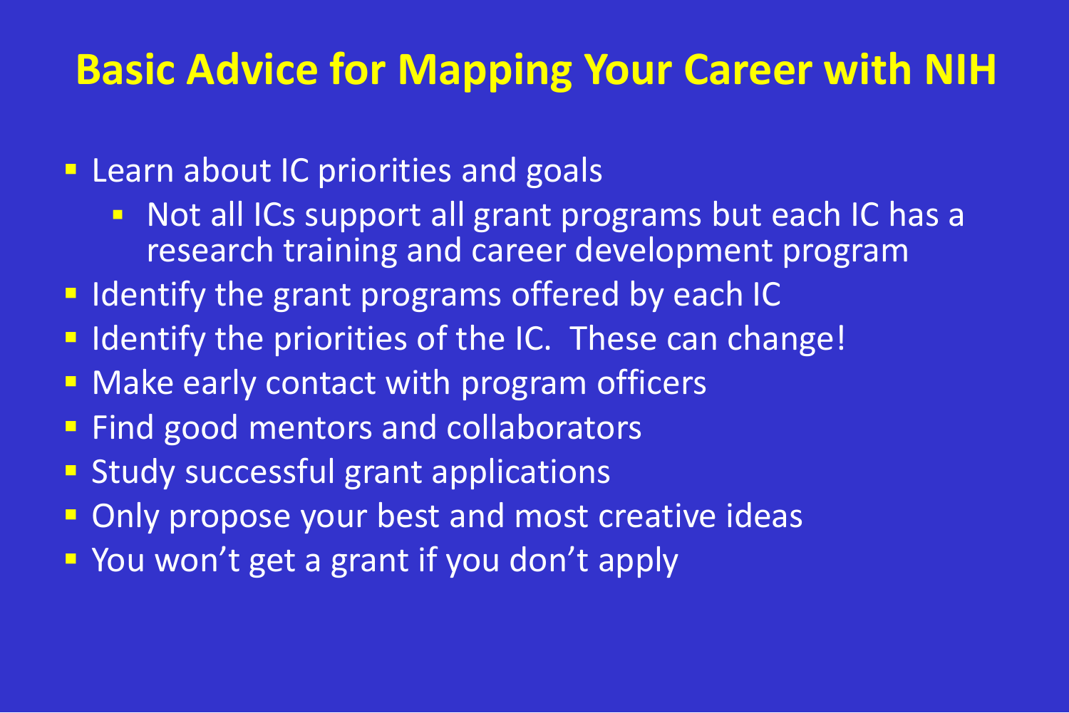# Basic Advice for Mapping Your Career with NIH

- Learn about IC priorities and goals
  - Not all ICs support all grant programs but each IC has a research training and career development program
- Identify the grant programs offered by each IC
- Identify the priorities of the IC. These can change!
- Make early contact with program officers
- Find good mentors and collaborators
- Study successful grant applications
- Only propose your best and most creative ideas
- You won't get a grant if you don't apply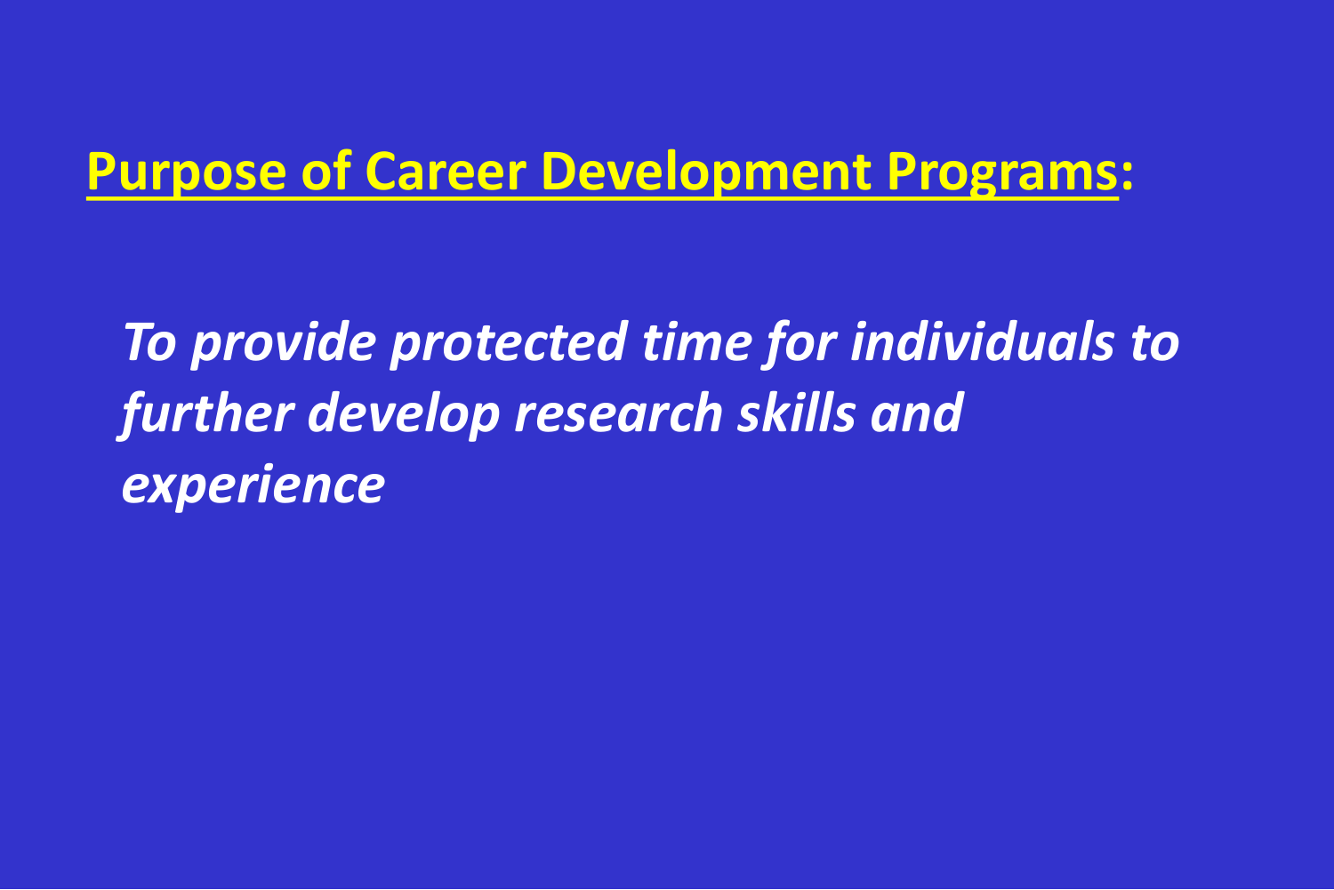## Purpose of Career Development Programs:

*To provide protected time for individuals to further develop research skills and experience*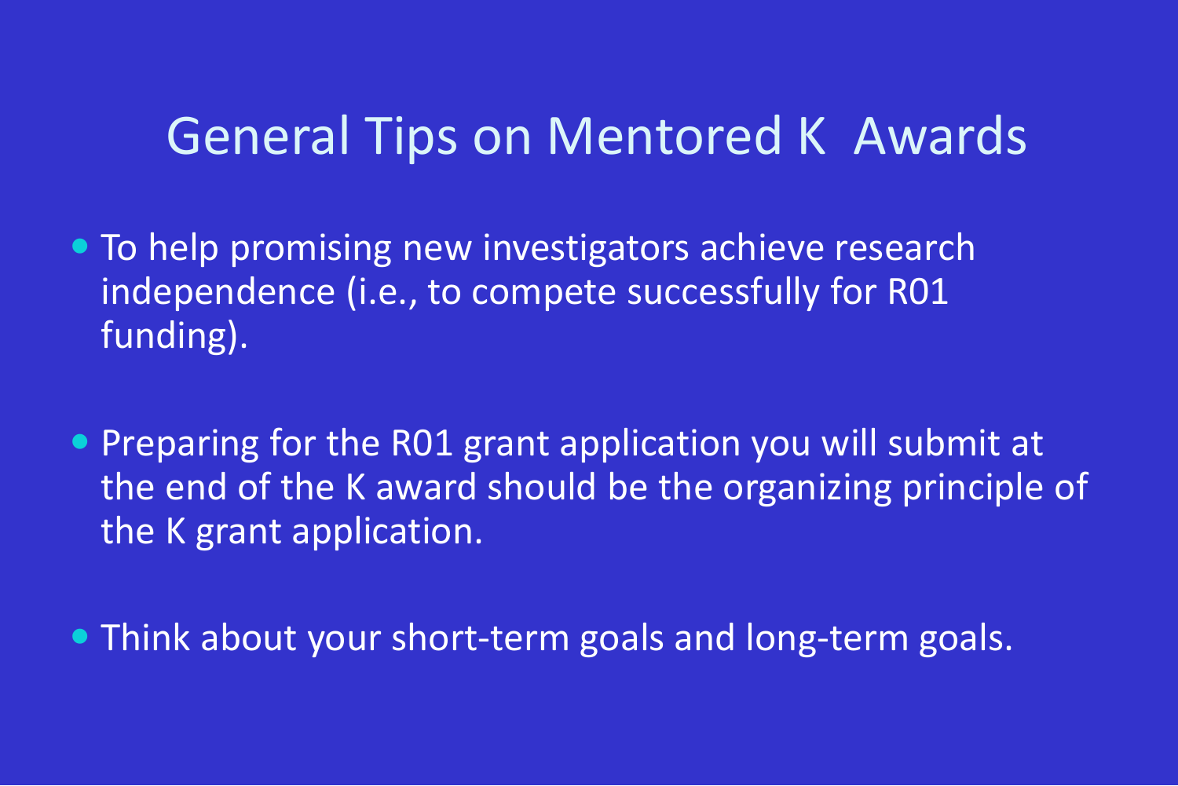# General Tips on Mentored K Awards

- To help promising new investigators achieve research independence (i.e., to compete successfully for R01 funding).
- Preparing for the R01 grant application you will submit at the end of the K award should be the organizing principle of the K grant application.
- Think about your short-term goals and long-term goals.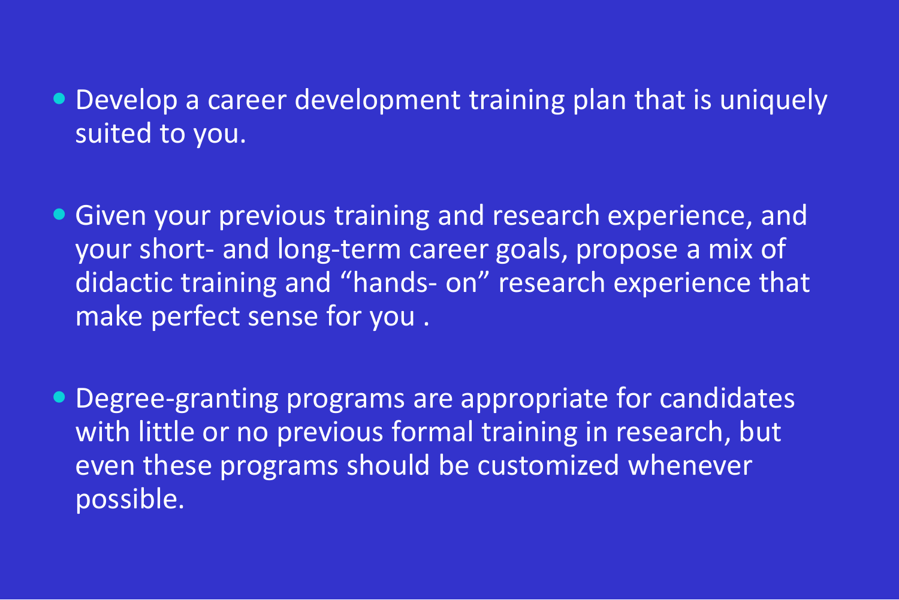- Develop a career development training plan that is uniquely suited to you.

- Given your previous training and research experience, and your short- and long-term career goals, propose a mix of didactic training and "hands- on" research experience that make perfect sense for you .

- Degree-granting programs are appropriate for candidates with little or no previous formal training in research, but even these programs should be customized whenever possible.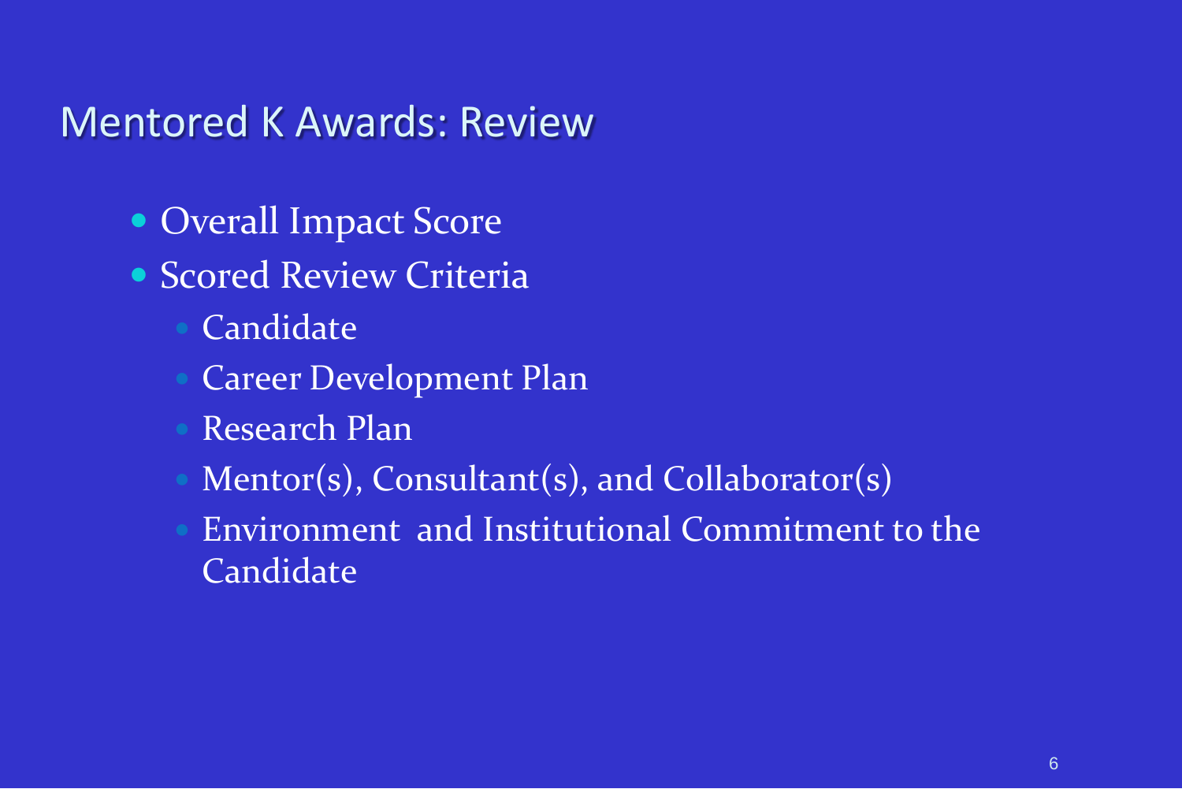## Mentored K Awards: Review

- Overall Impact Score
- Scored Review Criteria
  - Candidate
  - Career Development Plan
  - Research Plan
  - Mentor(s), Consultant(s), and Collaborator(s)
  - Environment and Institutional Commitment to the Candidate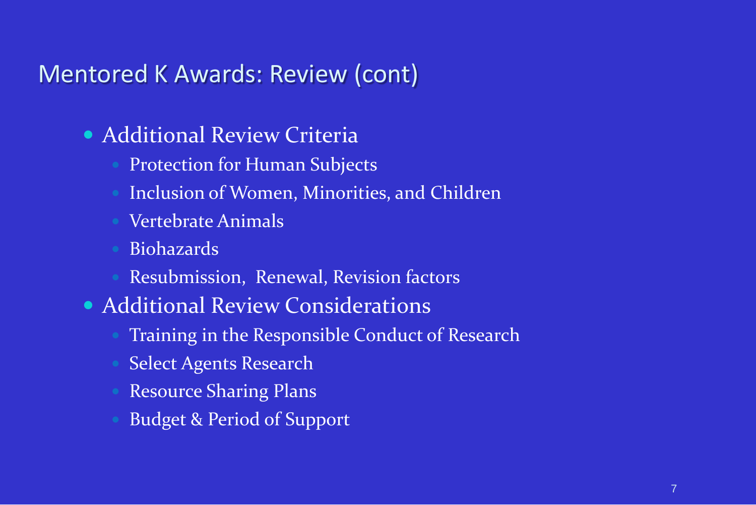# Mentored K Awards: Review (cont)

- Additional Review Criteria
  - Protection for Human Subjects
  - Inclusion of Women, Minorities, and Children
  - Vertebrate Animals
  - Biohazards
  - Resubmission, Renewal, Revision factors
- Additional Review Considerations
  - Training in the Responsible Conduct of Research
  - Select Agents Research
  - Resource Sharing Plans
  - Budget & Period of Support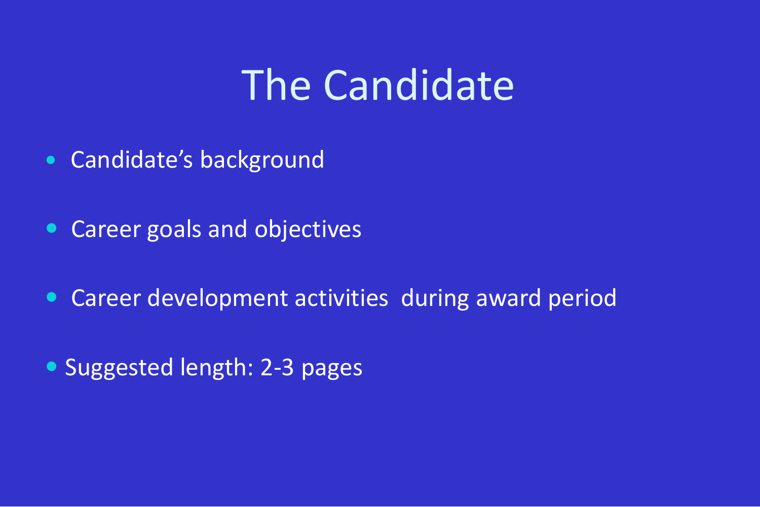# The Candidate

- Candidate's background
- Career goals and objectives
- Career development activities during award period
- Suggested length: 2-3 pages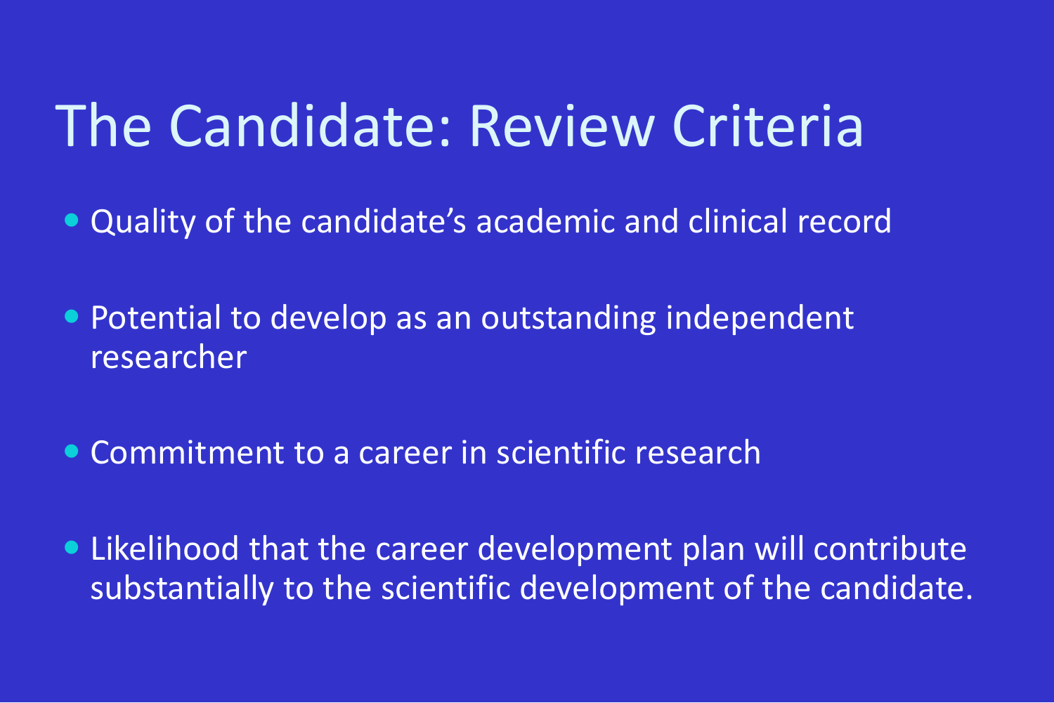# The Candidate: Review Criteria

- Quality of the candidate's academic and clinical record
- Potential to develop as an outstanding independent researcher
- Commitment to a career in scientific research
- Likelihood that the career development plan will contribute substantially to the scientific development of the candidate.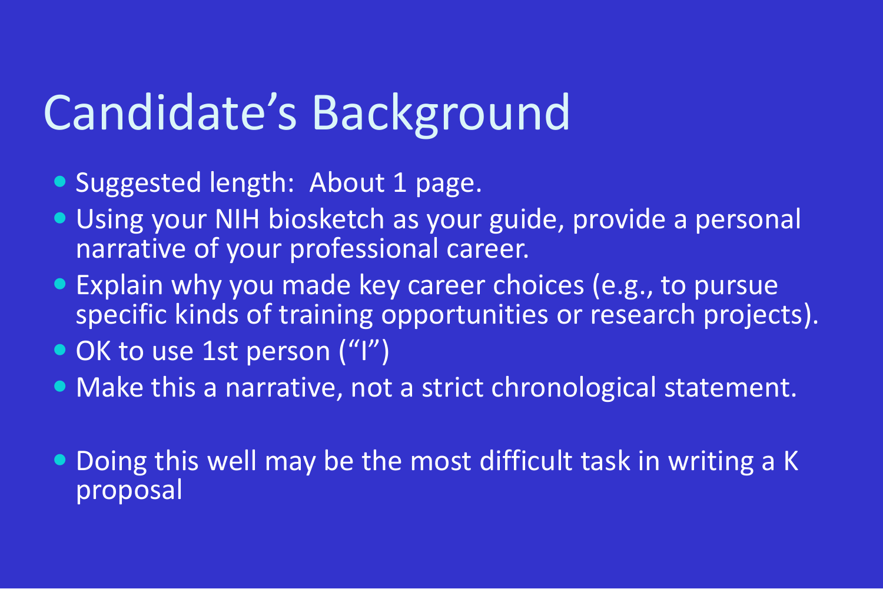# Candidate's Background

- Suggested length: About 1 page.
- Using your NIH biosketch as your guide, provide a personal narrative of your professional career.
- Explain why you made key career choices (e.g., to pursue specific kinds of training opportunities or research projects).
- OK to use 1st person ("I")
- Make this a narrative, not a strict chronological statement.

- Doing this well may be the most difficult task in writing a K proposal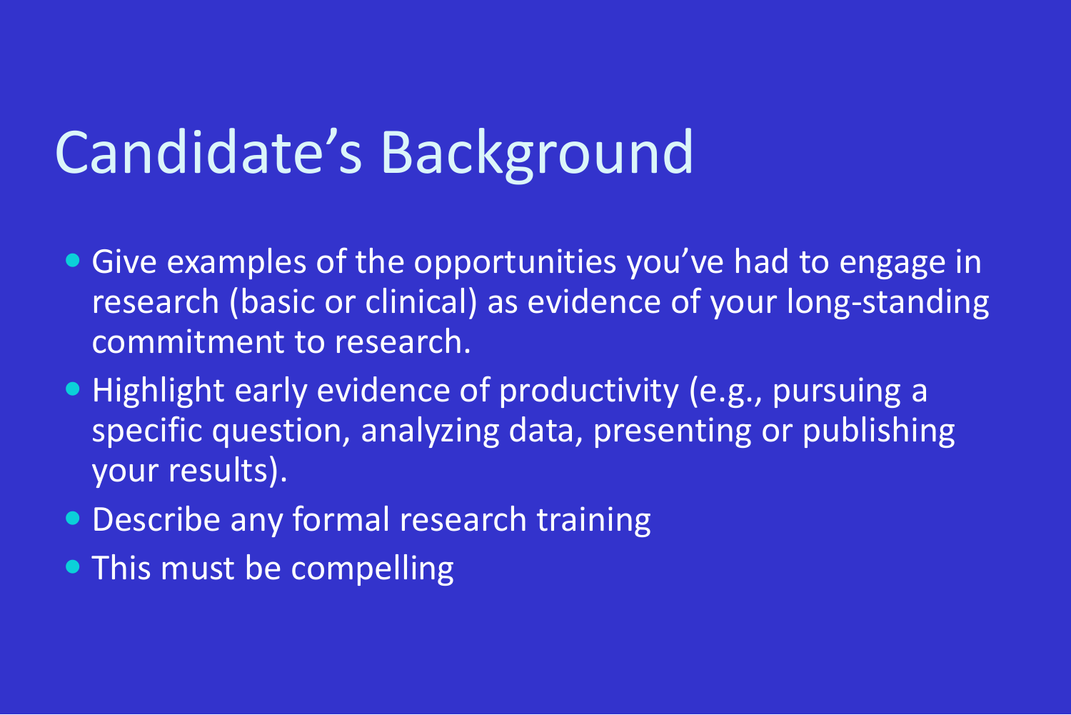# Candidate’s Background

- Give examples of the opportunities you’ve had to engage in research (basic or clinical) as evidence of your long-standing commitment to research.
- Highlight early evidence of productivity (e.g., pursuing a specific question, analyzing data, presenting or publishing your results).
- Describe any formal research training
- This must be compelling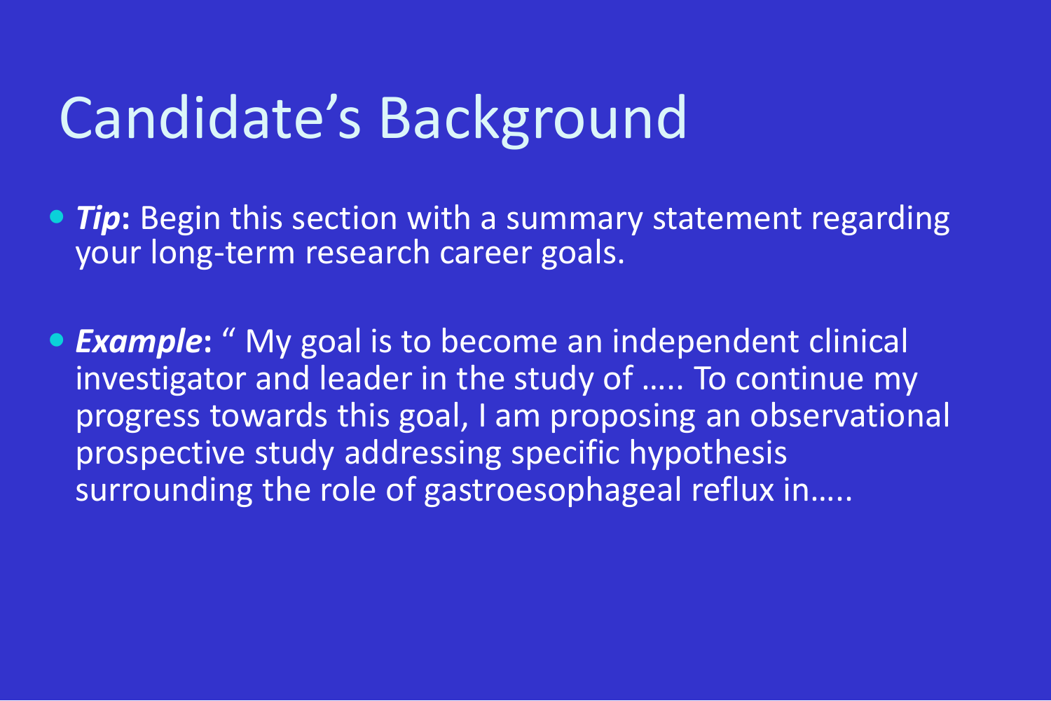# Candidate's Background

- ***Tip***: Begin this section with a summary statement regarding your long-term research career goals.

- ***Example***: " My goal is to become an independent clinical investigator and leader in the study of ….. To continue my progress towards this goal, I am proposing an observational prospective study addressing specific hypothesis surrounding the role of gastroesophageal reflux in…..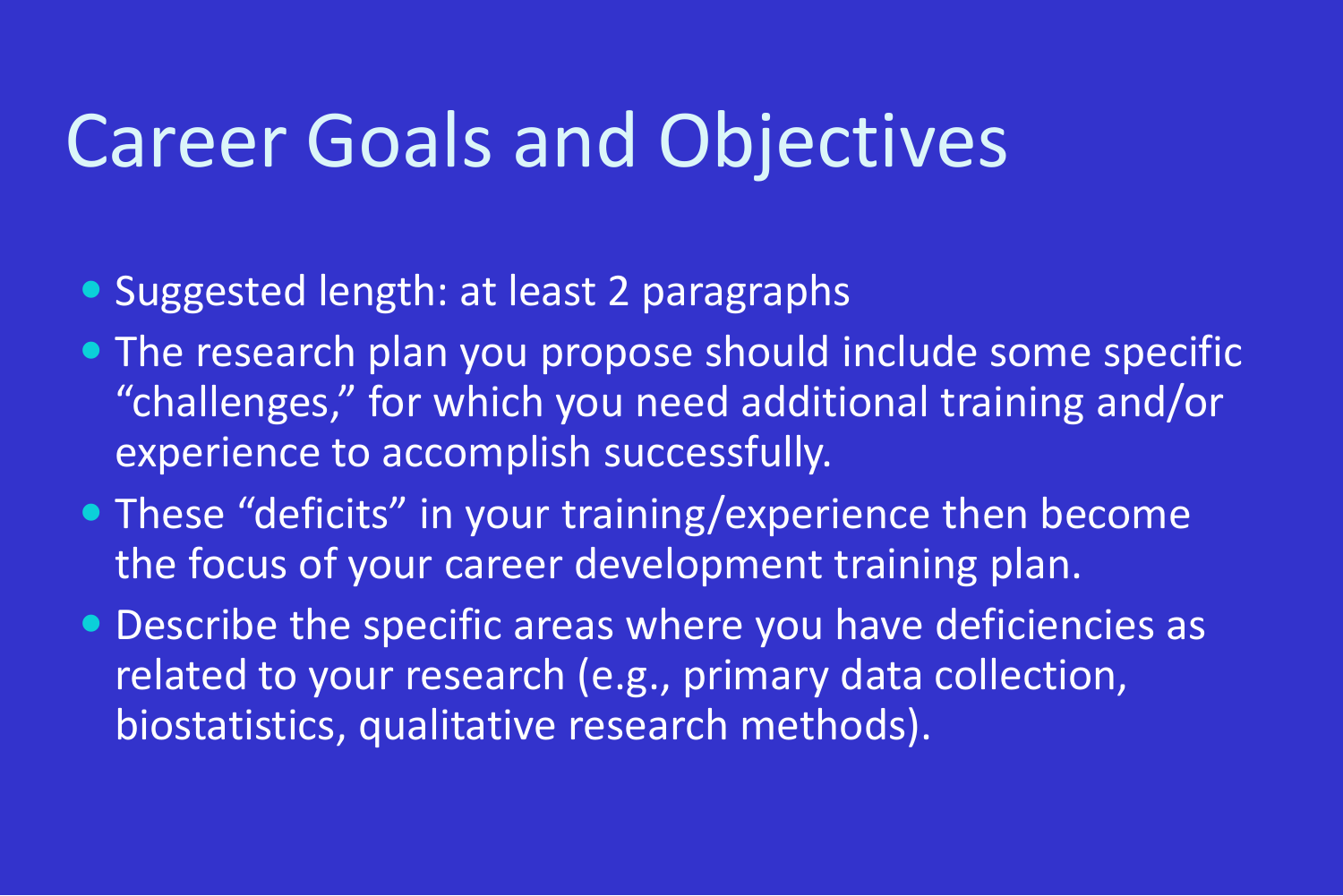# Career Goals and Objectives

- Suggested length: at least 2 paragraphs
- The research plan you propose should include some specific "challenges," for which you need additional training and/or experience to accomplish successfully.
- These "deficits" in your training/experience then become the focus of your career development training plan.
- Describe the specific areas where you have deficiencies as related to your research (e.g., primary data collection, biostatistics, qualitative research methods).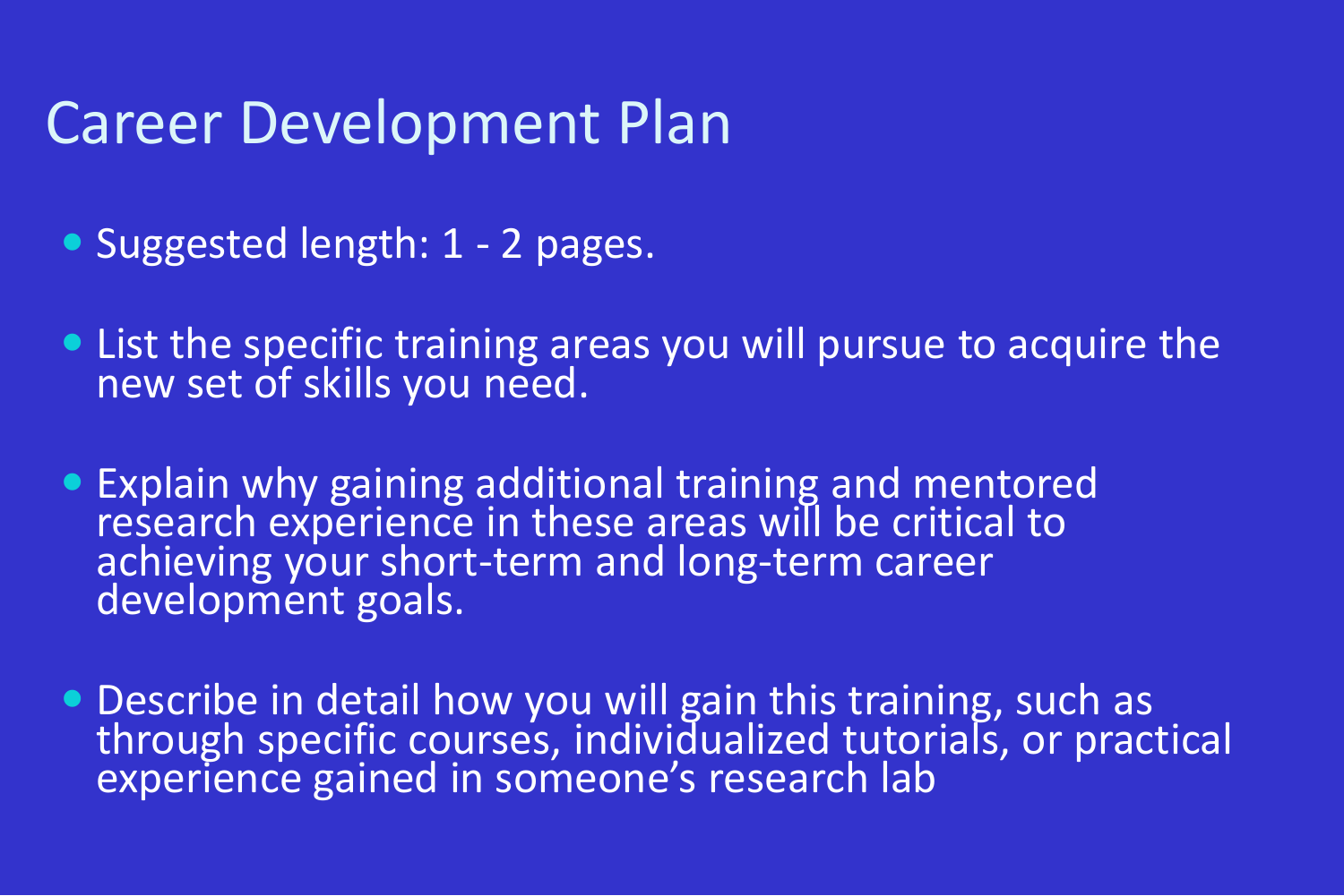# Career Development Plan

- Suggested length: 1 - 2 pages.
- List the specific training areas you will pursue to acquire the new set of skills you need.
- Explain why gaining additional training and mentored research experience in these areas will be critical to achieving your short-term and long-term career development goals.
- Describe in detail how you will gain this training, such as through specific courses, individualized tutorials, or practical experience gained in someone's research lab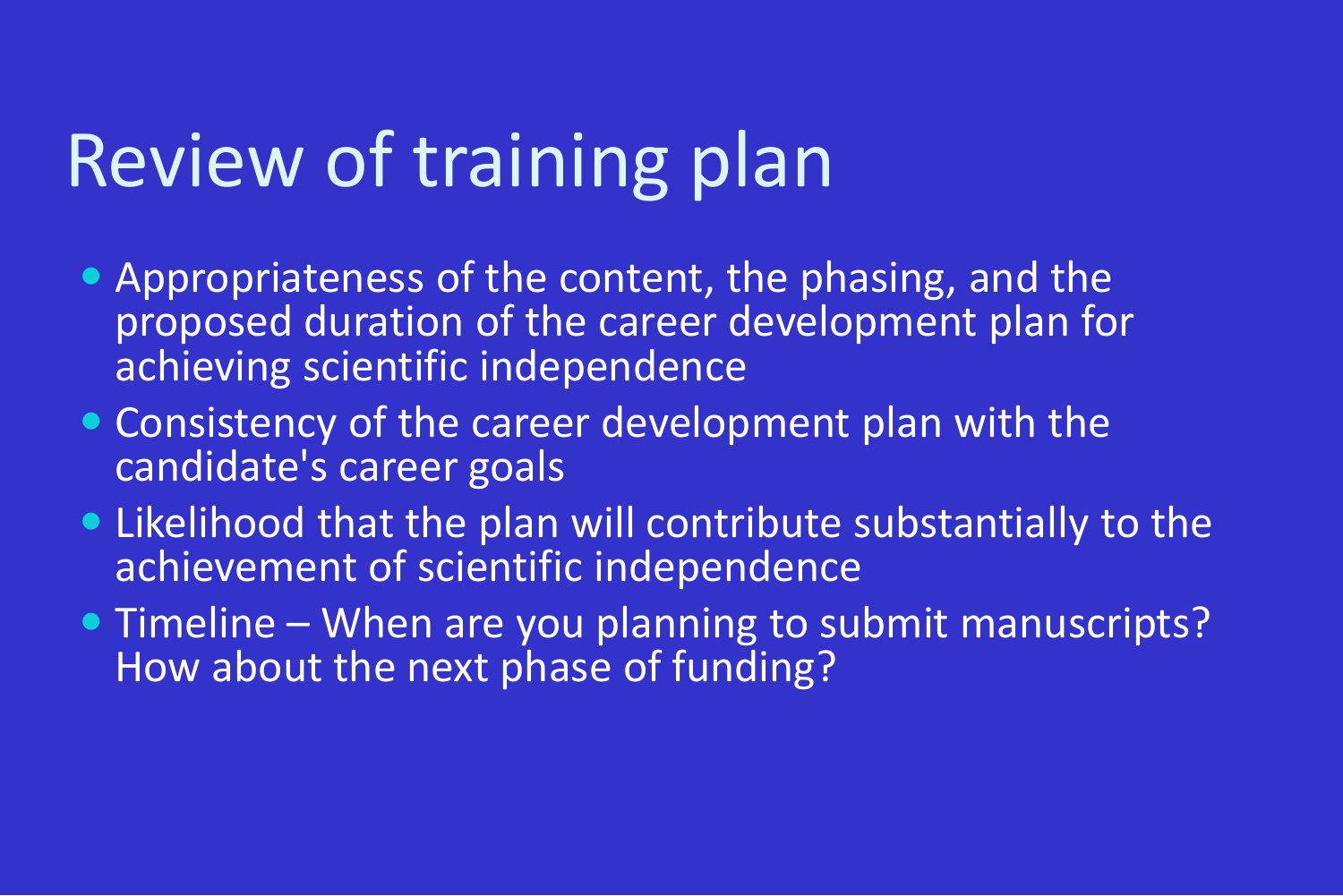# Review of training plan

- Appropriateness of the content, the phasing, and the proposed duration of the career development plan for achieving scientific independence
- Consistency of the career development plan with the candidate's career goals
- Likelihood that the plan will contribute substantially to the achievement of scientific independence
- Timeline – When are you planning to submit manuscripts? How about the next phase of funding?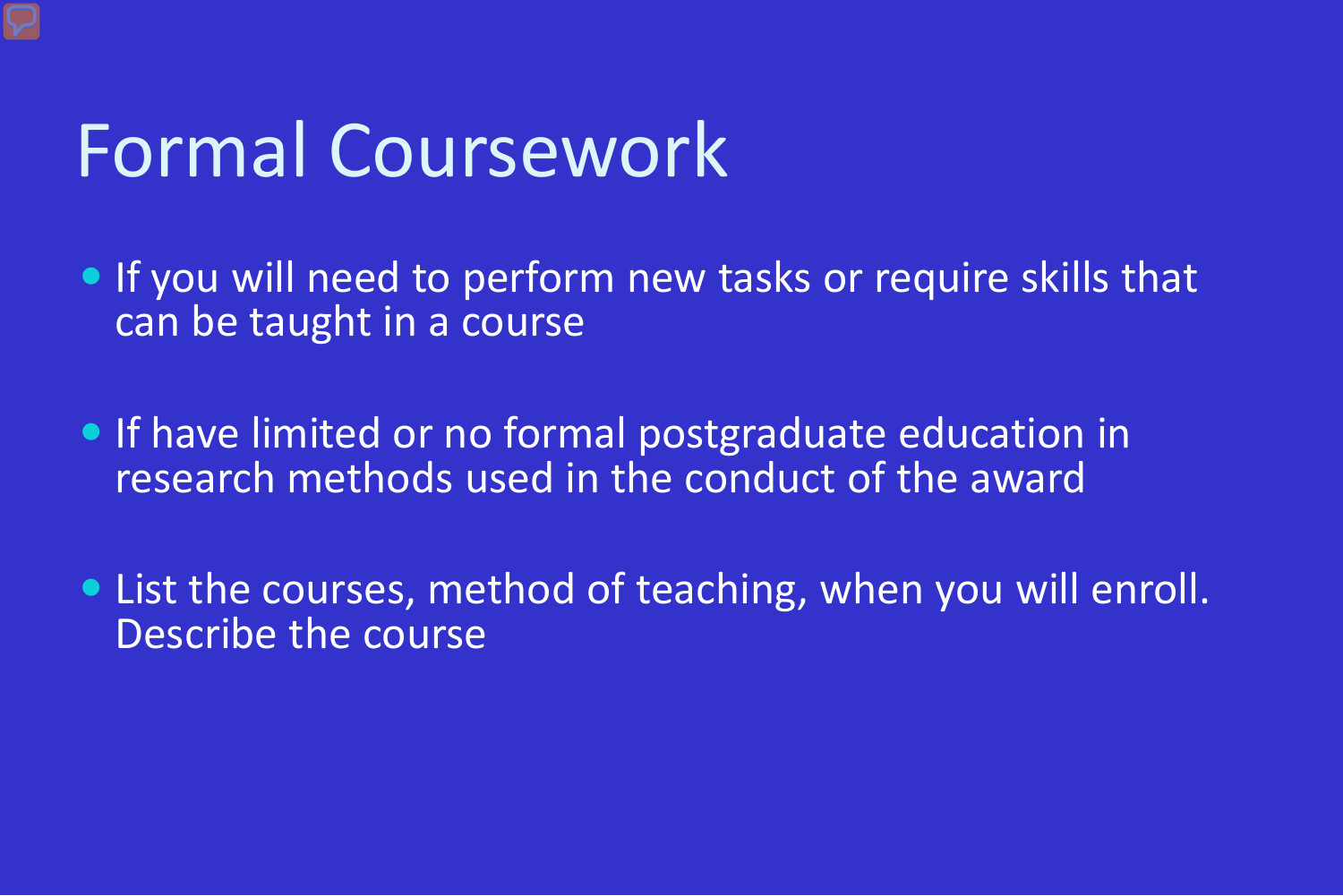# Formal Coursework

- If you will need to perform new tasks or require skills that can be taught in a course
- If have limited or no formal postgraduate education in research methods used in the conduct of the award
- List the courses, method of teaching, when you will enroll. Describe the course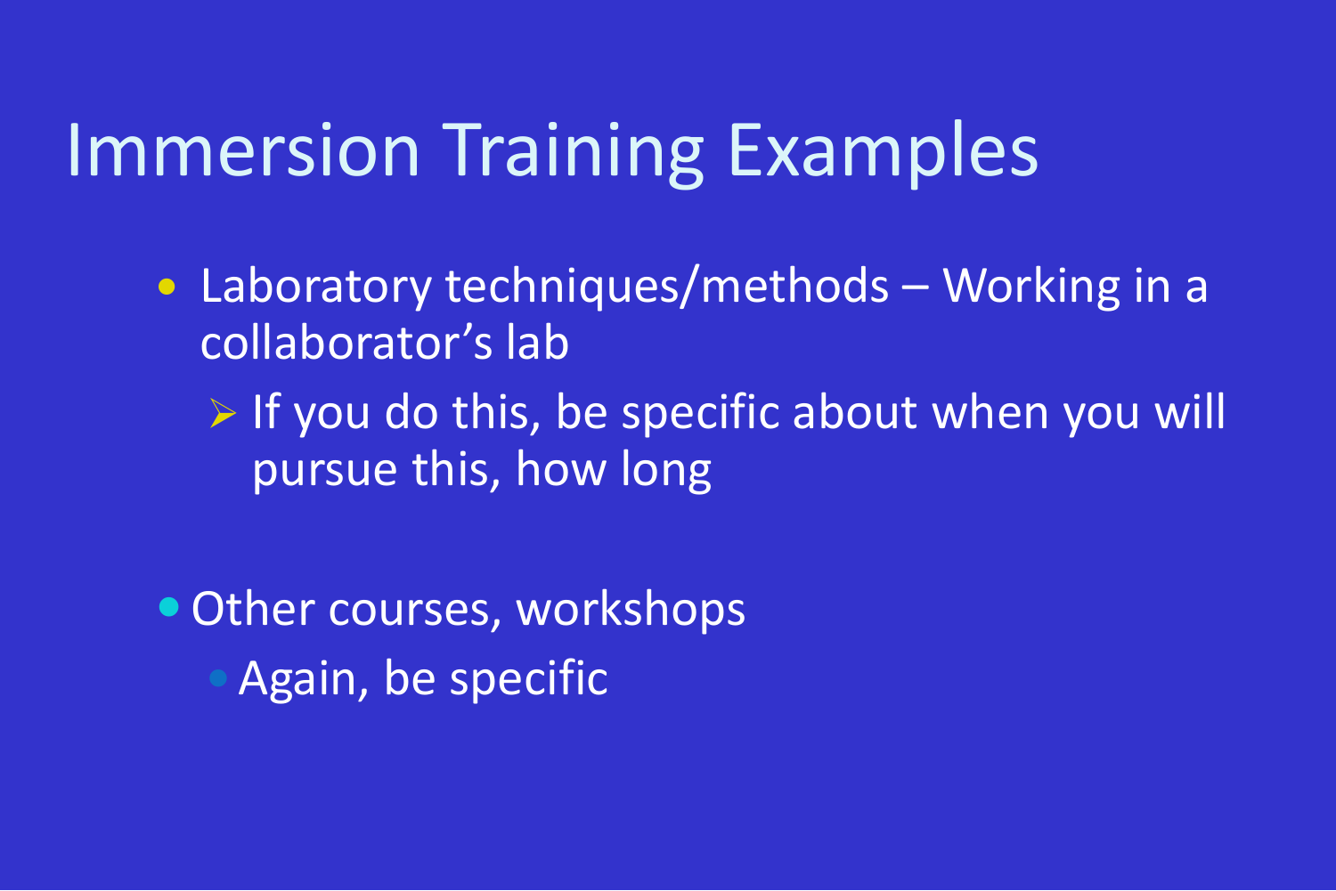# Immersion Training Examples

- Laboratory techniques/methods – Working in a collaborator's lab
  - If you do this, be specific about when you will pursue this, how long

- Other courses, workshops
  - Again, be specific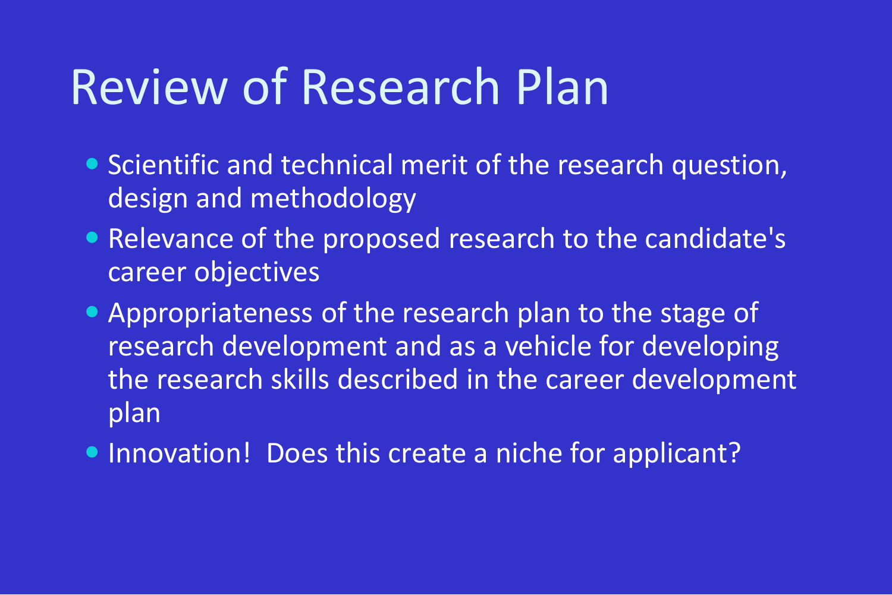# Review of Research Plan

- Scientific and technical merit of the research question, design and methodology
- Relevance of the proposed research to the candidate's career objectives
- Appropriateness of the research plan to the stage of research development and as a vehicle for developing the research skills described in the career development plan
- Innovation!  Does this create a niche for applicant?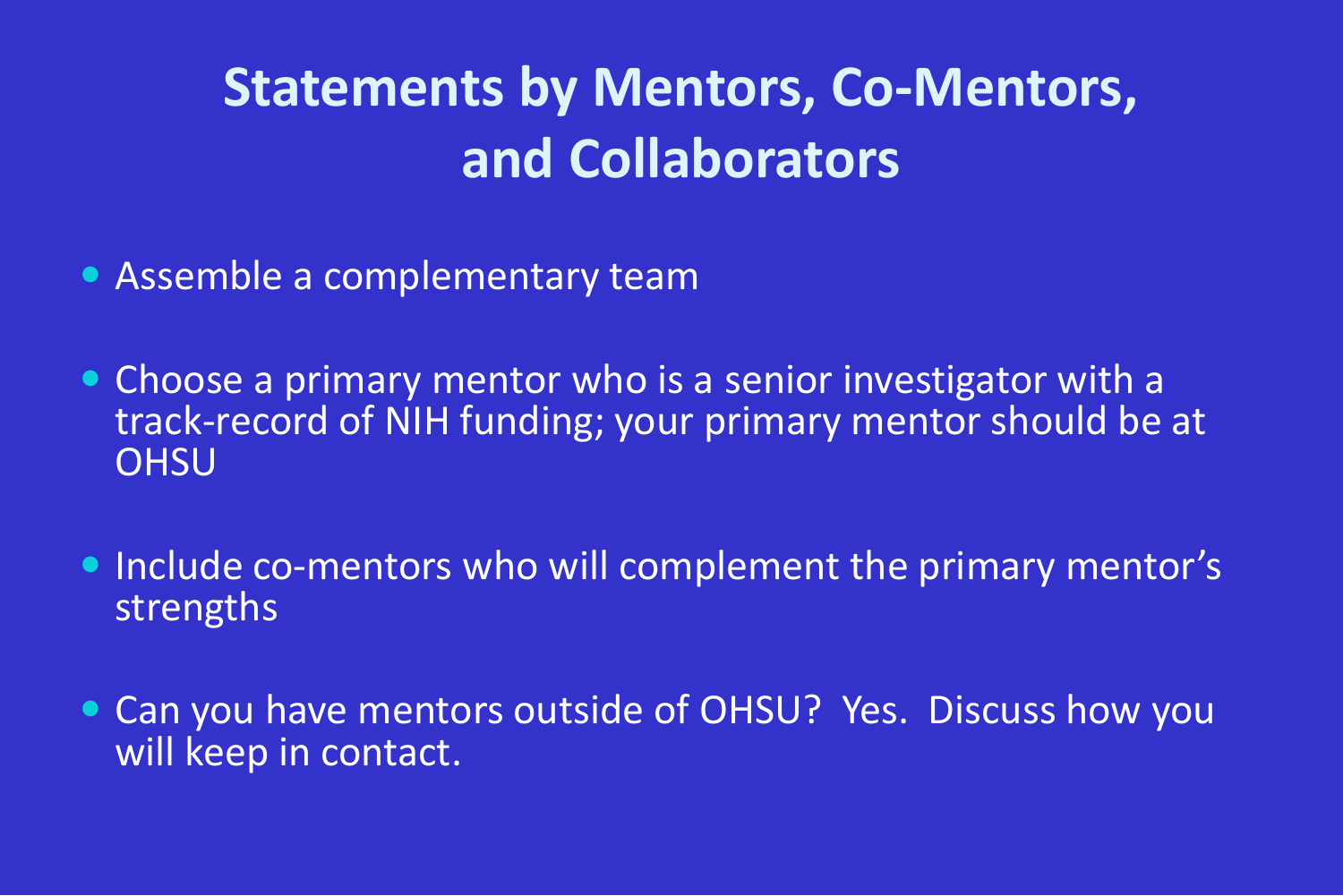# Statements by Mentors, Co-Mentors, and Collaborators

- Assemble a complementary team
- Choose a primary mentor who is a senior investigator with a track-record of NIH funding; your primary mentor should be at OHSU
- Include co-mentors who will complement the primary mentor's strengths
- Can you have mentors outside of OHSU? Yes. Discuss how you will keep in contact.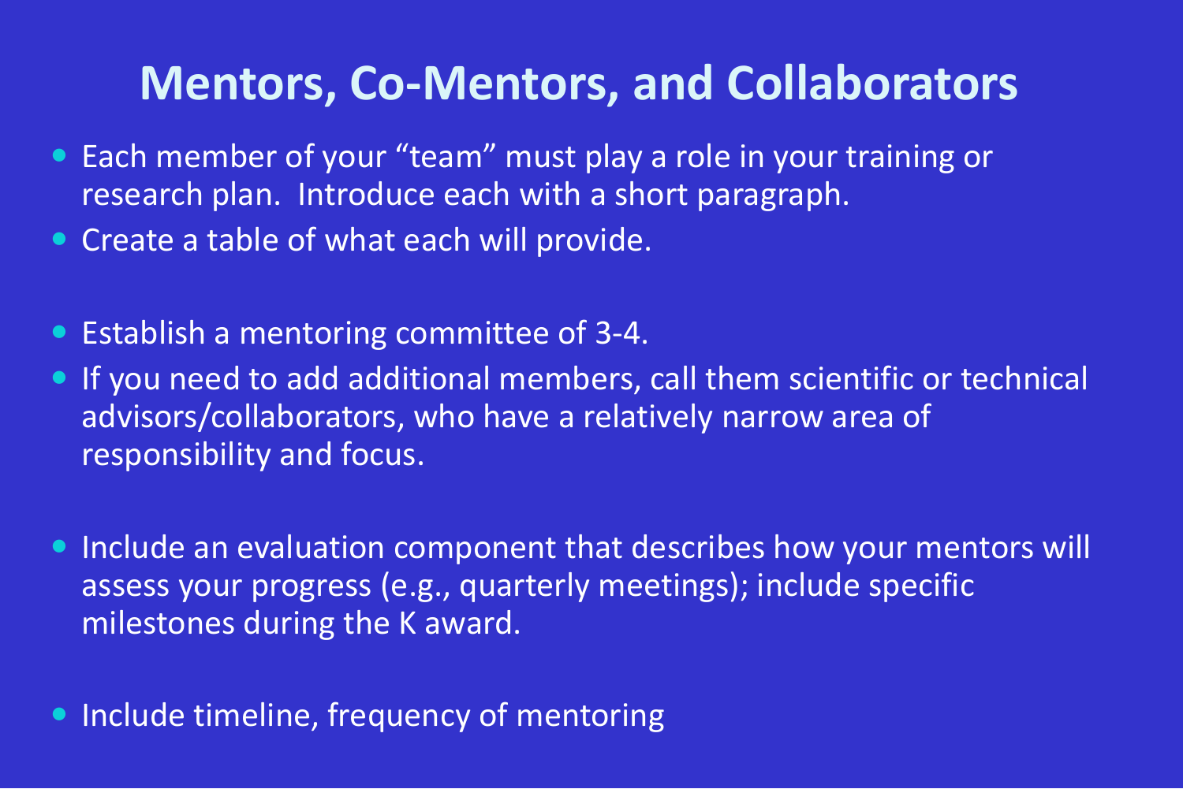# Mentors, Co-Mentors, and Collaborators

- Each member of your “team” must play a role in your training or research plan. Introduce each with a short paragraph.
- Create a table of what each will provide.
- Establish a mentoring committee of 3-4.
- If you need to add additional members, call them scientific or technical advisors/collaborators, who have a relatively narrow area of responsibility and focus.
- Include an evaluation component that describes how your mentors will assess your progress (e.g., quarterly meetings); include specific milestones during the K award.
- Include timeline, frequency of mentoring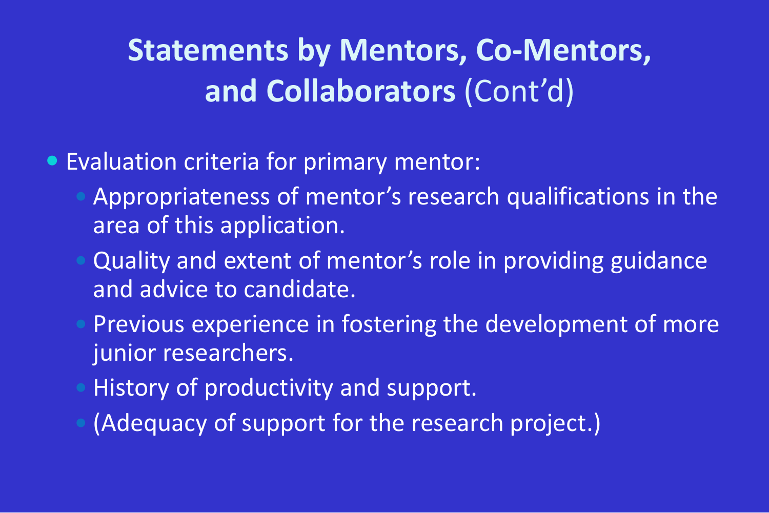# **Statements by Mentors, Co-Mentors, and Collaborators** (Cont'd)

- Evaluation criteria for primary mentor:
  - Appropriateness of mentor's research qualifications in the area of this application.
  - Quality and extent of mentor's role in providing guidance and advice to candidate.
  - Previous experience in fostering the development of more junior researchers.
  - History of productivity and support.
  - (Adequacy of support for the research project.)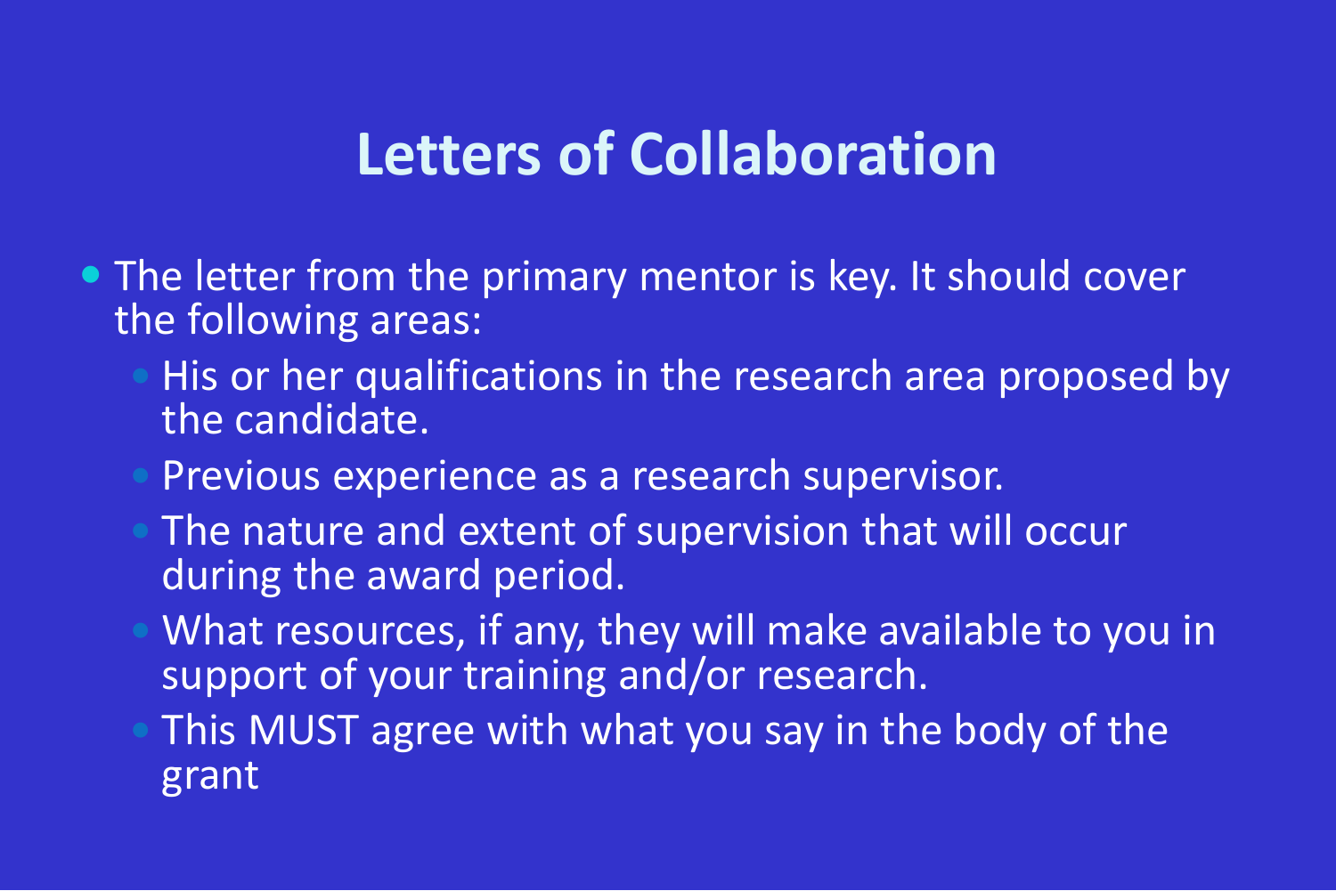# Letters of Collaboration

- The letter from the primary mentor is key. It should cover the following areas:
  - His or her qualifications in the research area proposed by the candidate.
  - Previous experience as a research supervisor.
  - The nature and extent of supervision that will occur during the award period.
  - What resources, if any, they will make available to you in support of your training and/or research.
  - This MUST agree with what you say in the body of the grant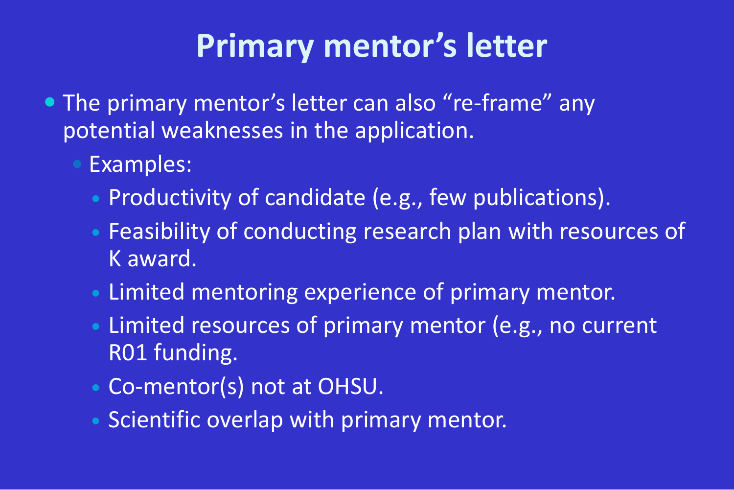# Primary mentor's letter

- The primary mentor's letter can also "re-frame" any potential weaknesses in the application.
  - Examples:
    - Productivity of candidate (e.g., few publications).
    - Feasibility of conducting research plan with resources of K award.
    - Limited mentoring experience of primary mentor.
    - Limited resources of primary mentor (e.g., no current R01 funding.
    - Co-mentor(s) not at OHSU.
    - Scientific overlap with primary mentor.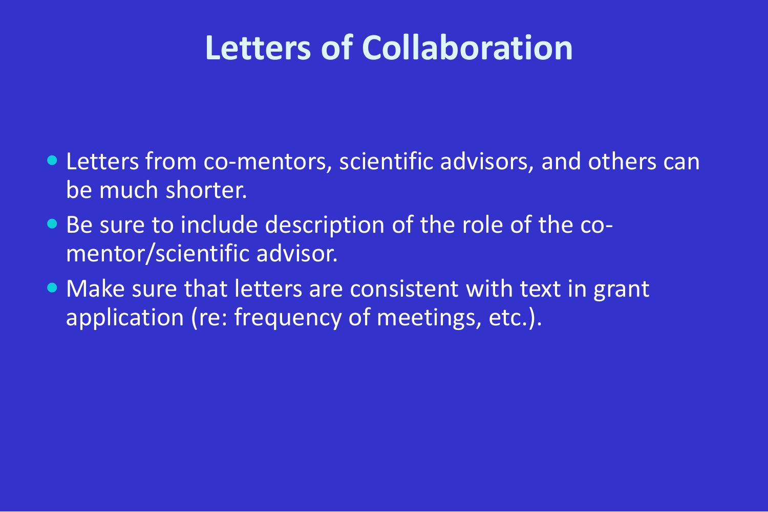# Letters of Collaboration

- Letters from co-mentors, scientific advisors, and others can be much shorter.
- Be sure to include description of the role of the co-mentor/scientific advisor.
- Make sure that letters are consistent with text in grant application (re: frequency of meetings, etc.).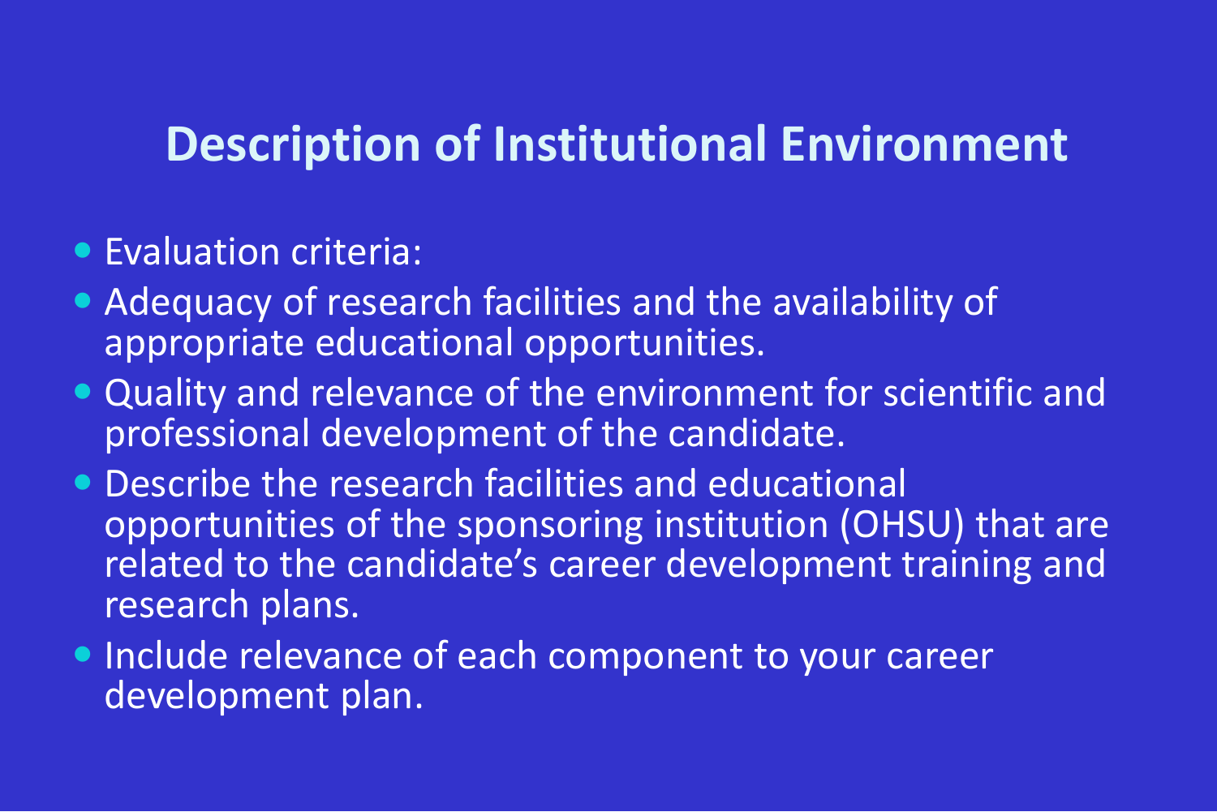# Description of Institutional Environment

- Evaluation criteria:
- Adequacy of research facilities and the availability of appropriate educational opportunities.
- Quality and relevance of the environment for scientific and professional development of the candidate.
- Describe the research facilities and educational opportunities of the sponsoring institution (OHSU) that are related to the candidate's career development training and research plans.
- Include relevance of each component to your career development plan.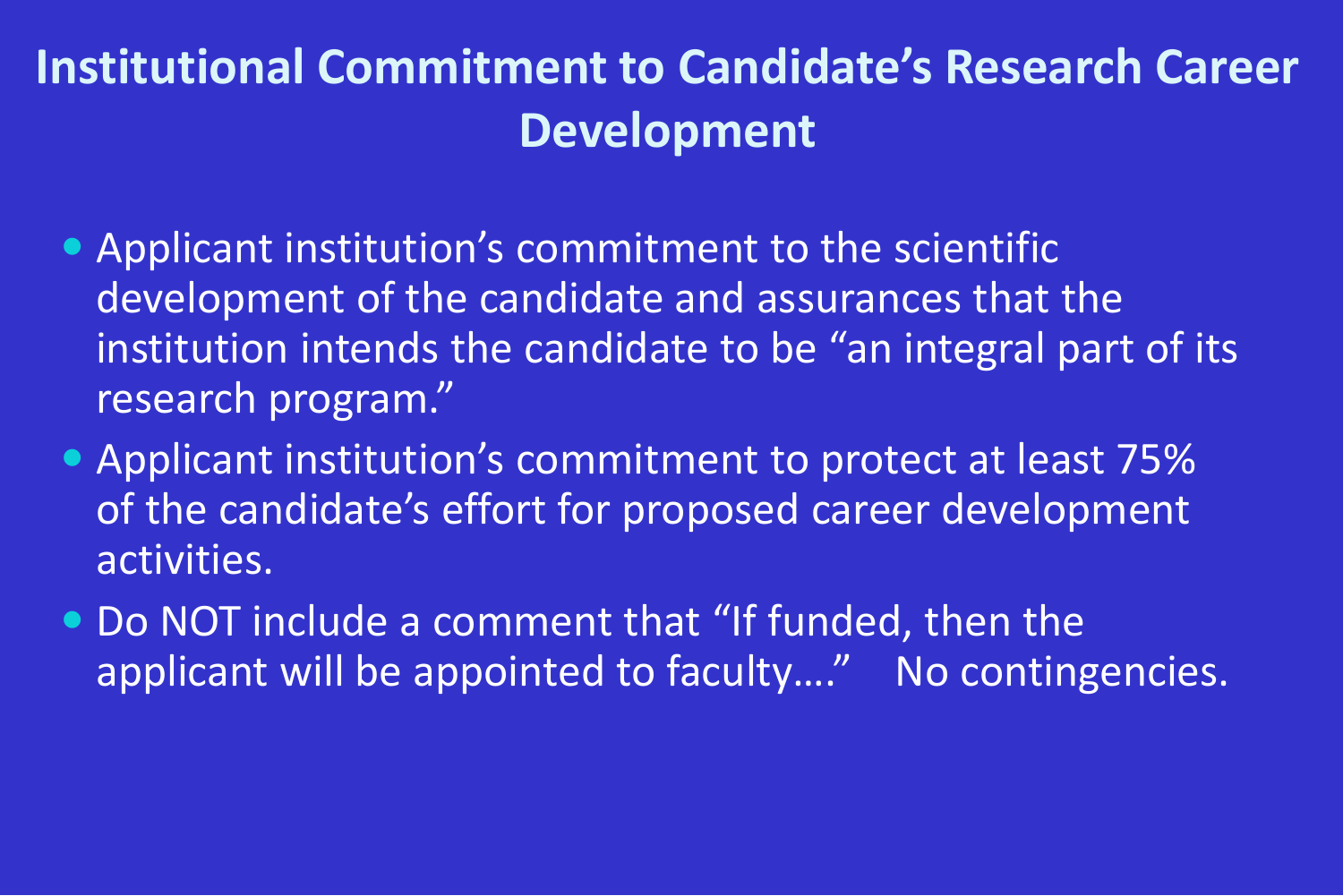# Institutional Commitment to Candidate's Research Career Development

- Applicant institution's commitment to the scientific development of the candidate and assurances that the institution intends the candidate to be "an integral part of its research program."
- Applicant institution's commitment to protect at least 75% of the candidate's effort for proposed career development activities.
- Do NOT include a comment that "If funded, then the applicant will be appointed to faculty…." No contingencies.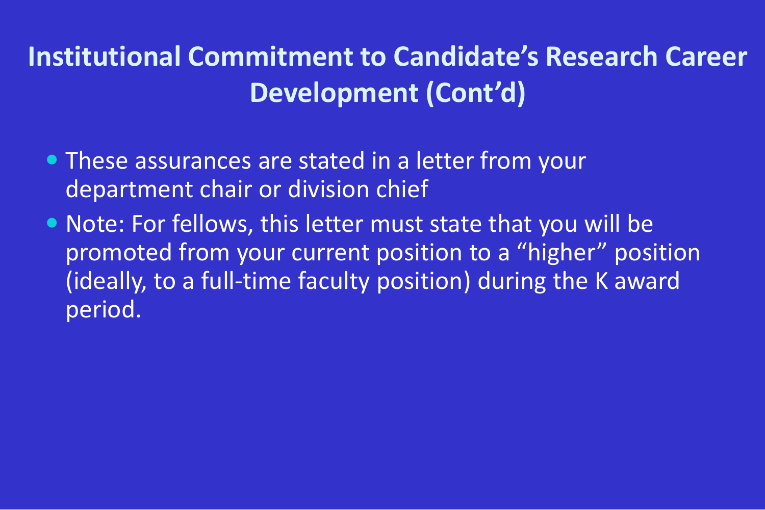# Institutional Commitment to Candidate's Research Career Development (Cont'd)

- These assurances are stated in a letter from your department chair or division chief
- Note: For fellows, this letter must state that you will be promoted from your current position to a "higher" position (ideally, to a full-time faculty position) during the K award period.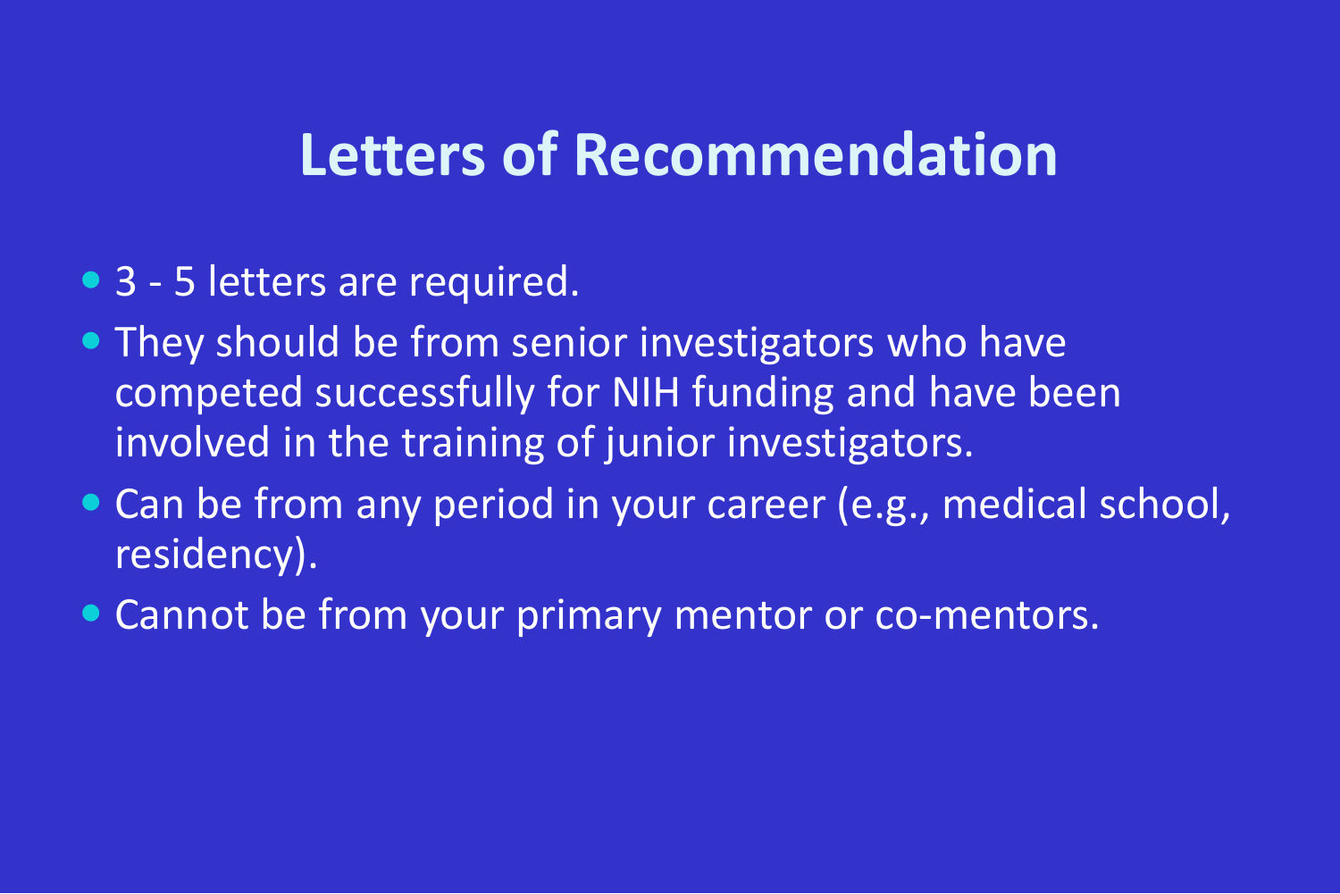# Letters of Recommendation

- 3 - 5 letters are required.
- They should be from senior investigators who have competed successfully for NIH funding and have been involved in the training of junior investigators.
- Can be from any period in your career (e.g., medical school, residency).
- Cannot be from your primary mentor or co-mentors.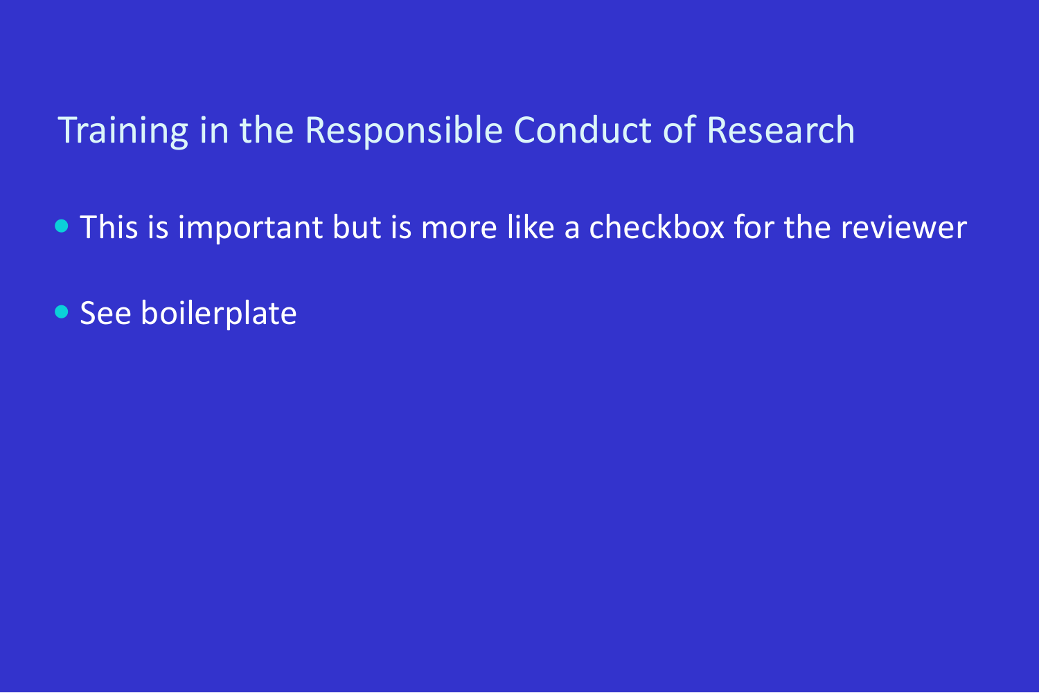## Training in the Responsible Conduct of Research

- This is important but is more like a checkbox for the reviewer
- See boilerplate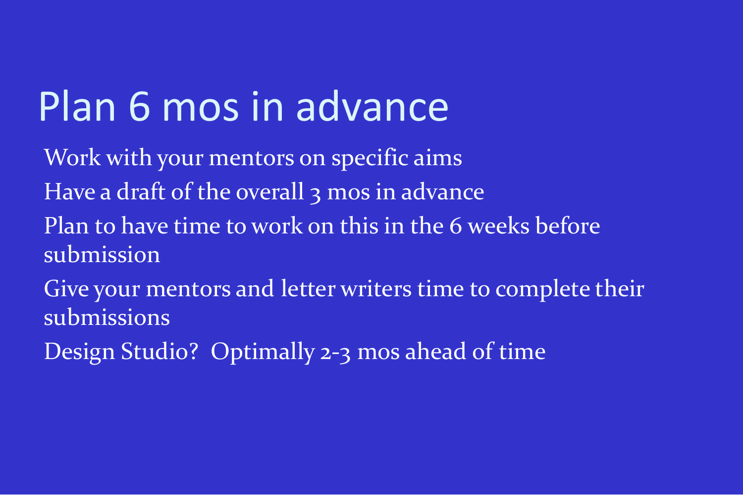# Plan 6 mos in advance

Work with your mentors on specific aims

Have a draft of the overall 3 mos in advance

Plan to have time to work on this in the 6 weeks before submission

Give your mentors and letter writers time to complete their submissions

Design Studio? Optimally 2-3 mos ahead of time